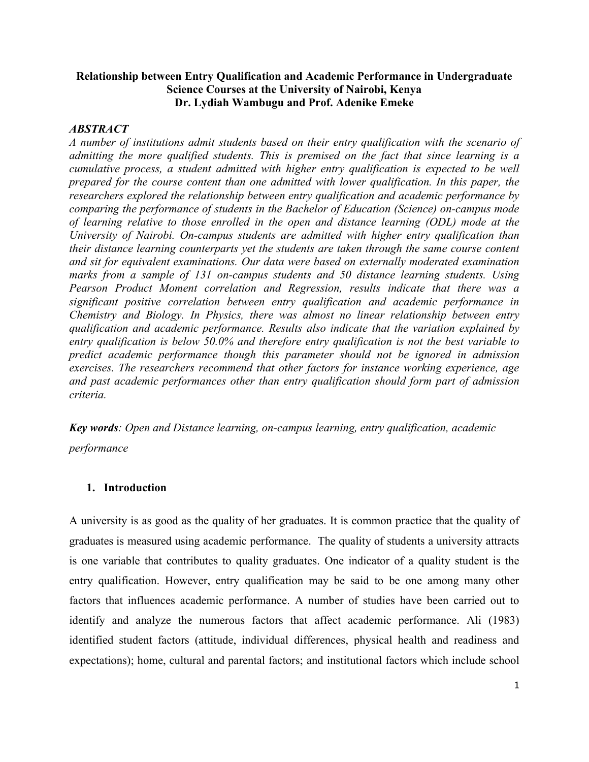# Relationship between Entry Qualification and Academic Performance in Undergraduate Science Courses at the University of Nairobi, Kenya

**Dr. Lydiah Wambugu and Prof. Adenike Emeke**

## *ABSTRACT*

*A number of institutions admit students based on their entry qualification with the scenario of admitting the more qualified students. This is premised on the fact that since learning is a cumulative process, a student admitted with higher entry qualification is expected to be well prepared for the course content than one admitted with lower qualification. In this paper, the researchers explored the relationship between entry qualification and academic performance by comparing the performance of students in the Bachelor of Education (Science) on-campus mode of learning relative to those enrolled in the open and distance learning (ODL) mode at the University of Nairobi. On-campus students are admitted with higher entry qualification than their distance learning counterparts yet the students are taken through the same course content and sit for equivalent examinations. Our data were based on externally moderated examination marks from a sample of 131 on-campus students and 50 distance learning students. Using Pearson Product Moment correlation and Regression, results indicate that there was a significant positive correlation between entry qualification and academic performance in Chemistry and Biology. In Physics, there was almost no linear relationship between entry qualification and academic performance. Results also indicate that the variation explained by entry qualification is below 50.0% and therefore entry qualification is not the best variable to predict academic performance though this parameter should not be ignored in admission exercises. The researchers recommend that other factors for instance working experience, age and past academic performances other than entry qualification should form part of admission criteria.*

***Key words****: Open and Distance learning, on-campus learning, entry qualification, academic performance*

## 1. Introduction

A university is as good as the quality of her graduates. It is common practice that the quality of graduates is measured using academic performance. The quality of students a university attracts is one variable that contributes to quality graduates. One indicator of a quality student is the entry qualification. However, entry qualification may be said to be one among many other factors that influences academic performance. A number of studies have been carried out to identify and analyze the numerous factors that affect academic performance. Ali (1983) identified student factors (attitude, individual differences, physical health and readiness and expectations); home, cultural and parental factors; and institutional factors which include school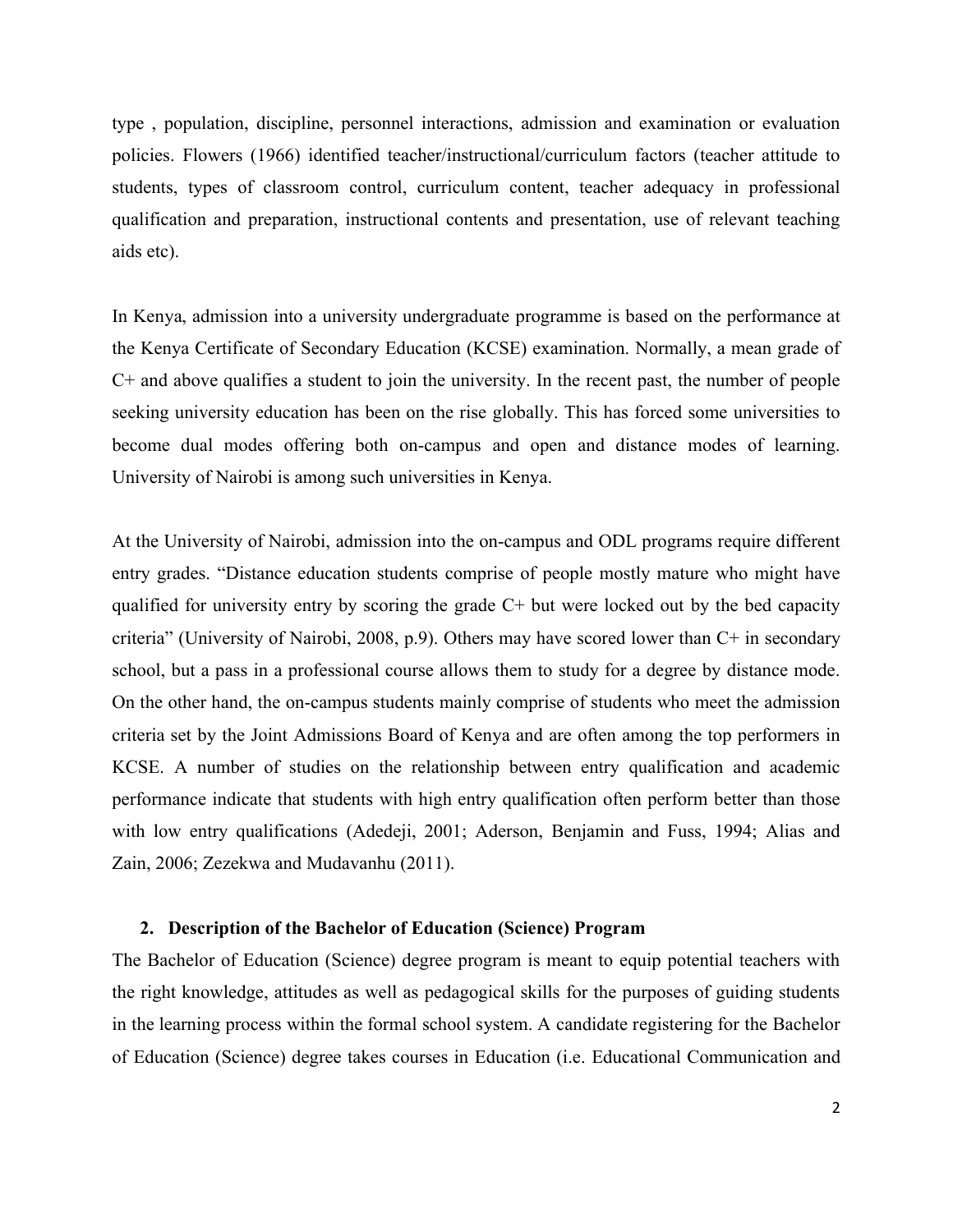type , population, discipline, personnel interactions, admission and examination or evaluation policies. Flowers (1966) identified teacher/instructional/curriculum factors (teacher attitude to students, types of classroom control, curriculum content, teacher adequacy in professional qualification and preparation, instructional contents and presentation, use of relevant teaching aids etc).

In Kenya, admission into a university undergraduate programme is based on the performance at the Kenya Certificate of Secondary Education (KCSE) examination. Normally, a mean grade of C+ and above qualifies a student to join the university. In the recent past, the number of people seeking university education has been on the rise globally. This has forced some universities to become dual modes offering both on-campus and open and distance modes of learning. University of Nairobi is among such universities in Kenya.

At the University of Nairobi, admission into the on-campus and ODL programs require different entry grades. "Distance education students comprise of people mostly mature who might have qualified for university entry by scoring the grade C+ but were locked out by the bed capacity criteria" (University of Nairobi, 2008, p.9). Others may have scored lower than C+ in secondary school, but a pass in a professional course allows them to study for a degree by distance mode. On the other hand, the on-campus students mainly comprise of students who meet the admission criteria set by the Joint Admissions Board of Kenya and are often among the top performers in KCSE. A number of studies on the relationship between entry qualification and academic performance indicate that students with high entry qualification often perform better than those with low entry qualifications (Adedeji, 2001; Aderson, Benjamin and Fuss, 1994; Alias and Zain, 2006; Zezekwa and Mudavanhu (2011).

## 2. Description of the Bachelor of Education (Science) Program

The Bachelor of Education (Science) degree program is meant to equip potential teachers with the right knowledge, attitudes as well as pedagogical skills for the purposes of guiding students in the learning process within the formal school system. A candidate registering for the Bachelor of Education (Science) degree takes courses in Education (i.e. Educational Communication and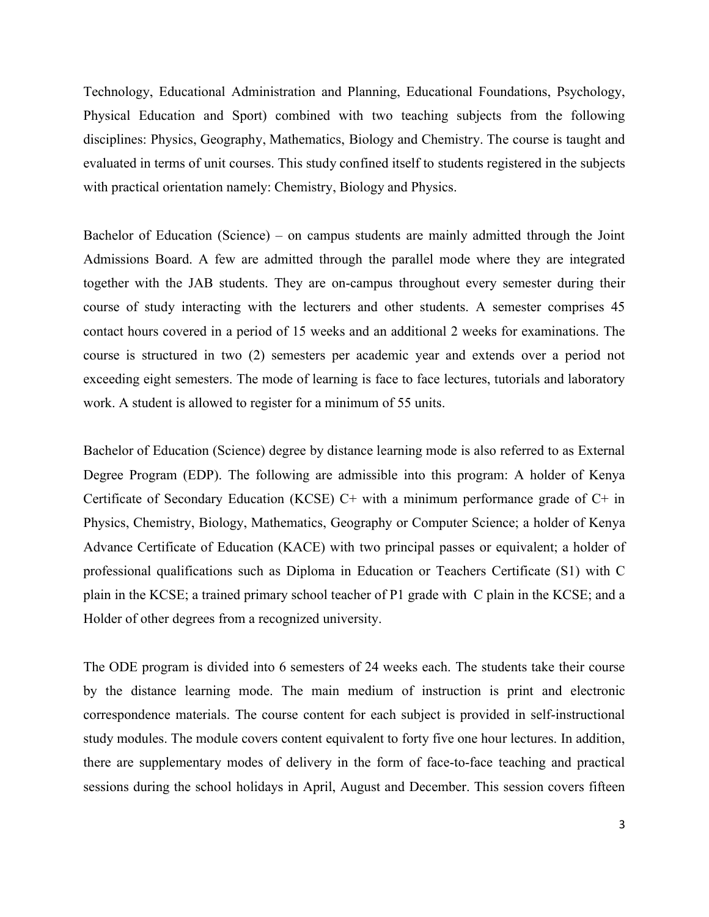Technology, Educational Administration and Planning, Educational Foundations, Psychology, Physical Education and Sport) combined with two teaching subjects from the following disciplines: Physics, Geography, Mathematics, Biology and Chemistry. The course is taught and evaluated in terms of unit courses. This study confined itself to students registered in the subjects with practical orientation namely: Chemistry, Biology and Physics.

Bachelor of Education (Science) – on campus students are mainly admitted through the Joint Admissions Board. A few are admitted through the parallel mode where they are integrated together with the JAB students. They are on-campus throughout every semester during their course of study interacting with the lecturers and other students. A semester comprises 45 contact hours covered in a period of 15 weeks and an additional 2 weeks for examinations. The course is structured in two (2) semesters per academic year and extends over a period not exceeding eight semesters. The mode of learning is face to face lectures, tutorials and laboratory work. A student is allowed to register for a minimum of 55 units.

Bachelor of Education (Science) degree by distance learning mode is also referred to as External Degree Program (EDP). The following are admissible into this program: A holder of Kenya Certificate of Secondary Education (KCSE) C+ with a minimum performance grade of C+ in Physics, Chemistry, Biology, Mathematics, Geography or Computer Science; a holder of Kenya Advance Certificate of Education (KACE) with two principal passes or equivalent; a holder of professional qualifications such as Diploma in Education or Teachers Certificate (S1) with C plain in the KCSE; a trained primary school teacher of P1 grade with C plain in the KCSE; and a Holder of other degrees from a recognized university.

The ODE program is divided into 6 semesters of 24 weeks each. The students take their course by the distance learning mode. The main medium of instruction is print and electronic correspondence materials. The course content for each subject is provided in self-instructional study modules. The module covers content equivalent to forty five one hour lectures. In addition, there are supplementary modes of delivery in the form of face-to-face teaching and practical sessions during the school holidays in April, August and December. This session covers fifteen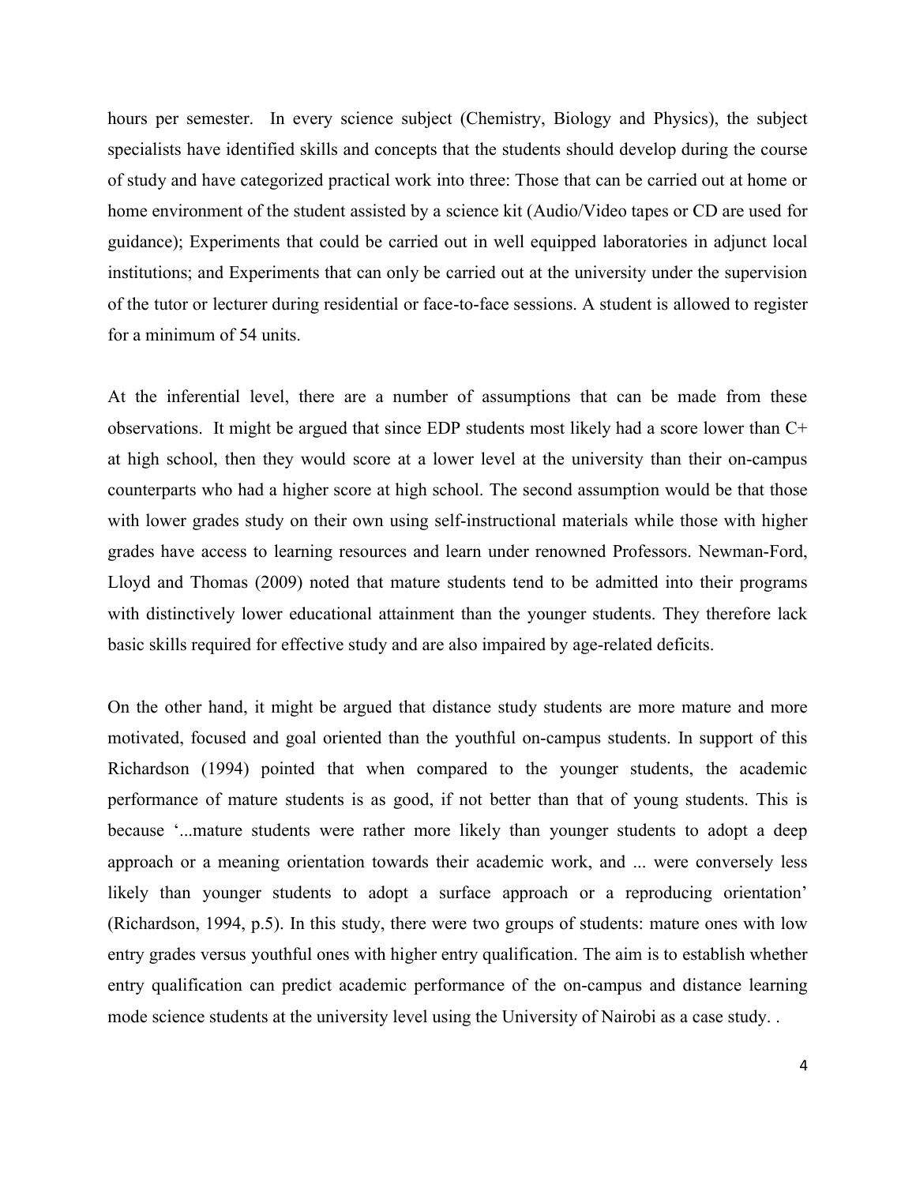hours per semester. In every science subject (Chemistry, Biology and Physics), the subject specialists have identified skills and concepts that the students should develop during the course of study and have categorized practical work into three: Those that can be carried out at home or home environment of the student assisted by a science kit (Audio/Video tapes or CD are used for guidance); Experiments that could be carried out in well equipped laboratories in adjunct local institutions; and Experiments that can only be carried out at the university under the supervision of the tutor or lecturer during residential or face-to-face sessions. A student is allowed to register for a minimum of 54 units.

At the inferential level, there are a number of assumptions that can be made from these observations. It might be argued that since EDP students most likely had a score lower than C+ at high school, then they would score at a lower level at the university than their on-campus counterparts who had a higher score at high school. The second assumption would be that those with lower grades study on their own using self-instructional materials while those with higher grades have access to learning resources and learn under renowned Professors. Newman-Ford, Lloyd and Thomas (2009) noted that mature students tend to be admitted into their programs with distinctively lower educational attainment than the younger students. They therefore lack basic skills required for effective study and are also impaired by age-related deficits.

On the other hand, it might be argued that distance study students are more mature and more motivated, focused and goal oriented than the youthful on-campus students. In support of this Richardson (1994) pointed that when compared to the younger students, the academic performance of mature students is as good, if not better than that of young students. This is because '...mature students were rather more likely than younger students to adopt a deep approach or a meaning orientation towards their academic work, and ... were conversely less likely than younger students to adopt a surface approach or a reproducing orientation' (Richardson, 1994, p.5). In this study, there were two groups of students: mature ones with low entry grades versus youthful ones with higher entry qualification. The aim is to establish whether entry qualification can predict academic performance of the on-campus and distance learning mode science students at the university level using the University of Nairobi as a case study. .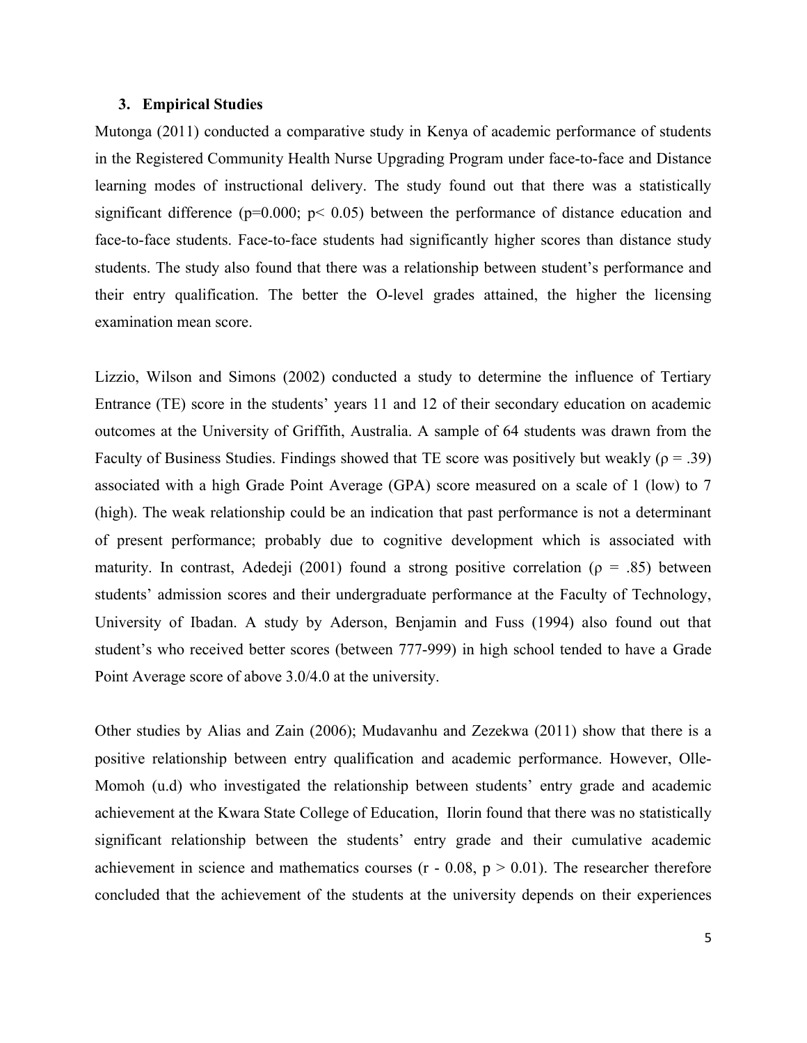### 3. Empirical Studies

Mutonga (2011) conducted a comparative study in Kenya of academic performance of students in the Registered Community Health Nurse Upgrading Program under face-to-face and Distance learning modes of instructional delivery. The study found out that there was a statistically significant difference ($p=0.000$; $p< 0.05$) between the performance of distance education and face-to-face students. Face-to-face students had significantly higher scores than distance study students. The study also found that there was a relationship between student's performance and their entry qualification. The better the O-level grades attained, the higher the licensing examination mean score.

Lizzio, Wilson and Simons (2002) conducted a study to determine the influence of Tertiary Entrance (TE) score in the students' years 11 and 12 of their secondary education on academic outcomes at the University of Griffith, Australia. A sample of 64 students was drawn from the Faculty of Business Studies. Findings showed that TE score was positively but weakly ($\rho = .39$) associated with a high Grade Point Average (GPA) score measured on a scale of 1 (low) to 7 (high). The weak relationship could be an indication that past performance is not a determinant of present performance; probably due to cognitive development which is associated with maturity. In contrast, Adedeji (2001) found a strong positive correlation ($\rho = .85$) between students' admission scores and their undergraduate performance at the Faculty of Technology, University of Ibadan. A study by Aderson, Benjamin and Fuss (1994) also found out that student's who received better scores (between 777-999) in high school tended to have a Grade Point Average score of above 3.0/4.0 at the university.

Other studies by Alias and Zain (2006); Mudavanhu and Zezekwa (2011) show that there is a positive relationship between entry qualification and academic performance. However, Olle-Momoh (u.d) who investigated the relationship between students' entry grade and academic achievement at the Kwara State College of Education, Ilorin found that there was no statistically significant relationship between the students' entry grade and their cumulative academic achievement in science and mathematics courses ($r - 0.08$, $p > 0.01$). The researcher therefore concluded that the achievement of the students at the university depends on their experiences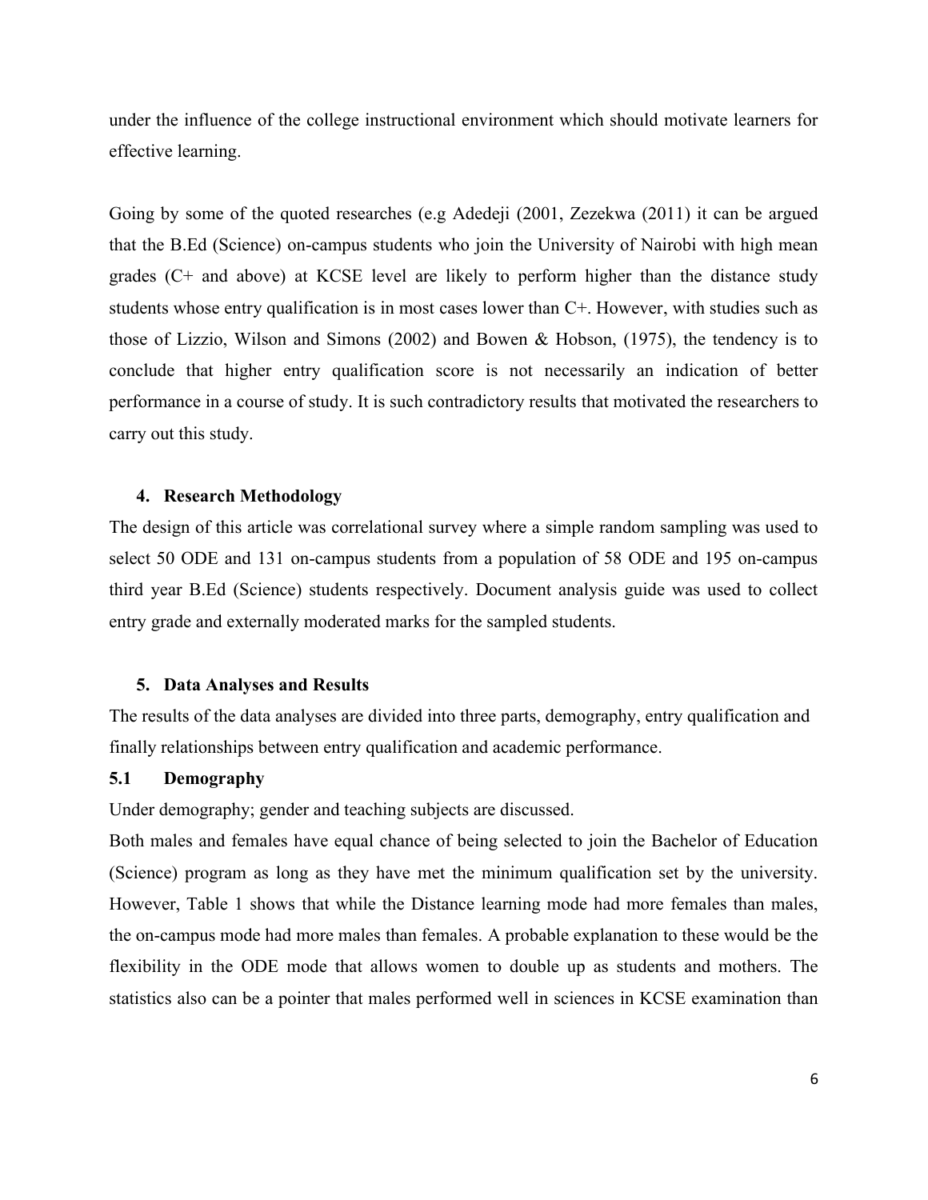under the influence of the college instructional environment which should motivate learners for effective learning.

Going by some of the quoted researches (e.g Adedeji (2001, Zezekwa (2011) it can be argued that the B.Ed (Science) on-campus students who join the University of Nairobi with high mean grades (C+ and above) at KCSE level are likely to perform higher than the distance study students whose entry qualification is in most cases lower than C+. However, with studies such as those of Lizzio, Wilson and Simons (2002) and Bowen & Hobson, (1975), the tendency is to conclude that higher entry qualification score is not necessarily an indication of better performance in a course of study. It is such contradictory results that motivated the researchers to carry out this study.

## 4. Research Methodology

The design of this article was correlational survey where a simple random sampling was used to select 50 ODE and 131 on-campus students from a population of 58 ODE and 195 on-campus third year B.Ed (Science) students respectively. Document analysis guide was used to collect entry grade and externally moderated marks for the sampled students.

## 5. Data Analyses and Results

The results of the data analyses are divided into three parts, demography, entry qualification and finally relationships between entry qualification and academic performance.

### 5.1 Demography

Under demography; gender and teaching subjects are discussed.

Both males and females have equal chance of being selected to join the Bachelor of Education (Science) program as long as they have met the minimum qualification set by the university. However, Table 1 shows that while the Distance learning mode had more females than males, the on-campus mode had more males than females. A probable explanation to these would be the flexibility in the ODE mode that allows women to double up as students and mothers. The statistics also can be a pointer that males performed well in sciences in KCSE examination than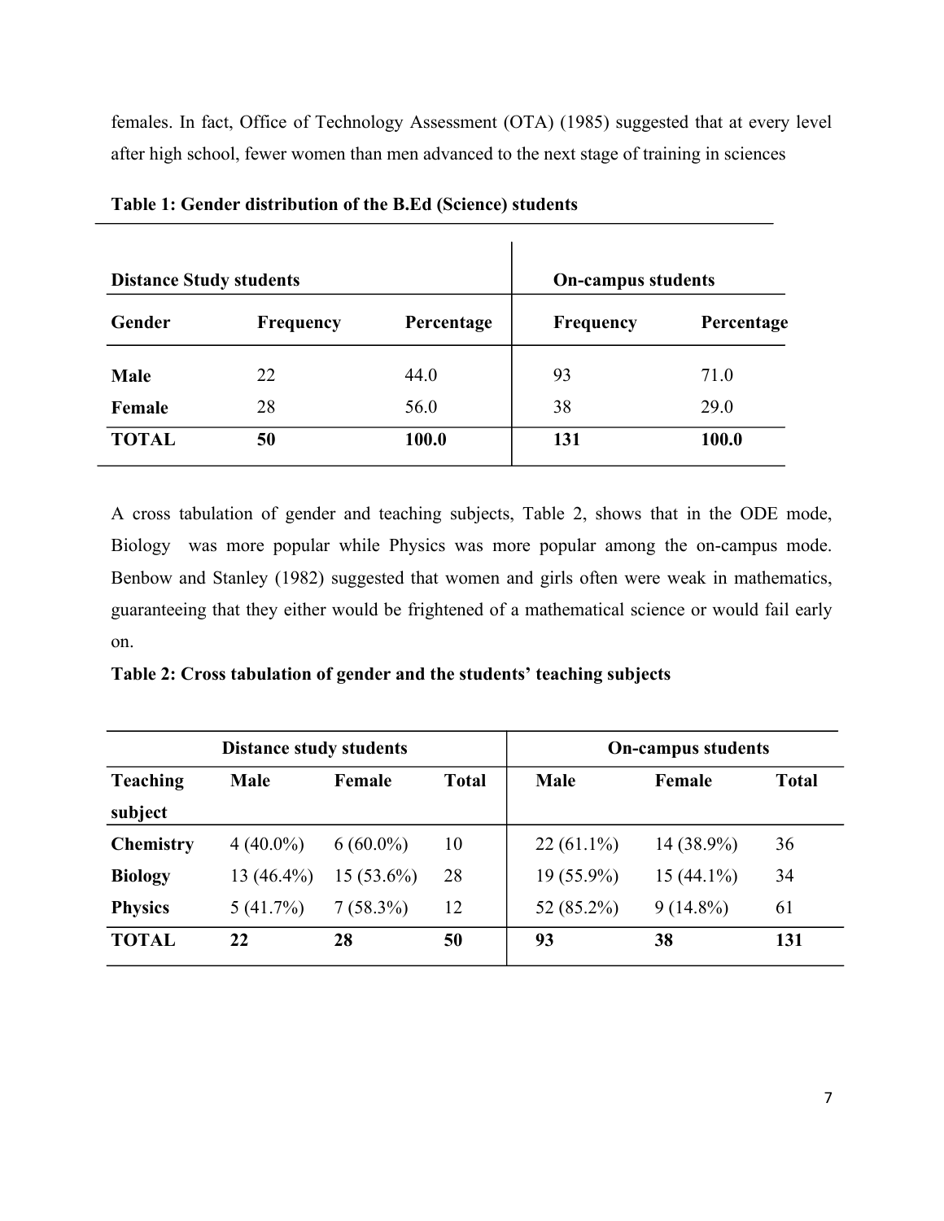females. In fact, Office of Technology Assessment (OTA) (1985) suggested that at every level after high school, fewer women than men advanced to the next stage of training in sciences

**Table 1: Gender distribution of the B.Ed (Science) students**

| Distance Study students | | | On-campus students | |
|---|---|---|---|---|
| **Gender** | **Frequency** | **Percentage** | **Frequency** | **Percentage** |
| **Male** | 22 | 44.0 | 93 | 71.0 |
| **Female** | 28 | 56.0 | 38 | 29.0 |
| **TOTAL** | **50** | **100.0** | **131** | **100.0** |

A cross tabulation of gender and teaching subjects, Table 2, shows that in the ODE mode, Biology was more popular while Physics was more popular among the on-campus mode. Benbow and Stanley (1982) suggested that women and girls often were weak in mathematics, guaranteeing that they either would be frightened of a mathematical science or would fail early on.

**Table 2: Cross tabulation of gender and the students' teaching subjects**

| | Distance study students | | | On-campus students | | |
|---|---|---|---|---|---|---|
| **Teaching subject** | **Male** | **Female** | **Total** | **Male** | **Female** | **Total** |
| **Chemistry** | 4 (40.0%) | 6 (60.0%) | 10 | 22 (61.1%) | 14 (38.9%) | 36 |
| **Biology** | 13 (46.4%) | 15 (53.6%) | 28 | 19 (55.9%) | 15 (44.1%) | 34 |
| **Physics** | 5 (41.7%) | 7 (58.3%) | 12 | 52 (85.2%) | 9 (14.8%) | 61 |
| **TOTAL** | **22** | **28** | **50** | **93** | **38** | **131** |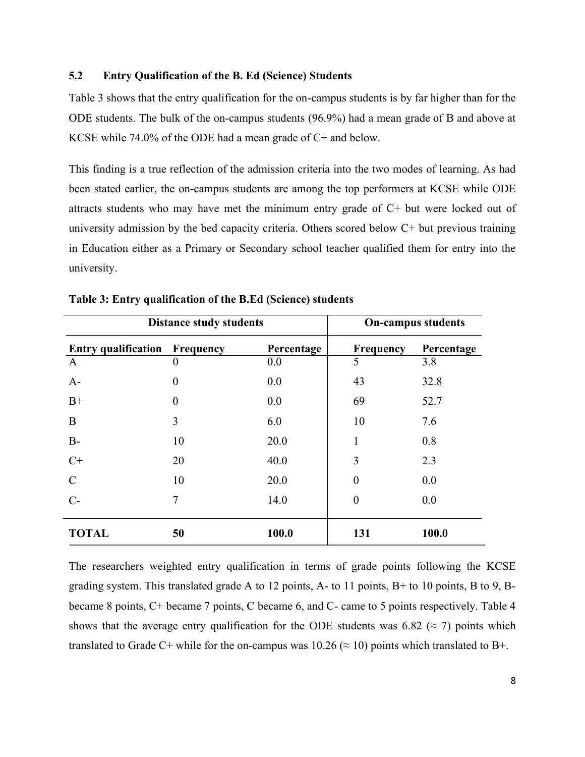### 5.2 Entry Qualification of the B. Ed (Science) Students

Table 3 shows that the entry qualification for the on-campus students is by far higher than for the ODE students. The bulk of the on-campus students (96.9%) had a mean grade of B and above at KCSE while 74.0% of the ODE had a mean grade of C+ and below.

This finding is a true reflection of the admission criteria into the two modes of learning. As had been stated earlier, the on-campus students are among the top performers at KCSE while ODE attracts students who may have met the minimum entry grade of C+ but were locked out of university admission by the bed capacity criteria. Others scored below C+ but previous training in Education either as a Primary or Secondary school teacher qualified them for entry into the university.

**Table 3: Entry qualification of the B.Ed (Science) students**

| | Distance study students | | On-campus students | |
|---|---|---|---|---|
| **Entry qualification** | **Frequency** | **Percentage** | **Frequency** | **Percentage** |
| A | 0 | 0.0 | 5 | 3.8 |
| A- | 0 | 0.0 | 43 | 32.8 |
| B+ | 0 | 0.0 | 69 | 52.7 |
| B | 3 | 6.0 | 10 | 7.6 |
| B- | 10 | 20.0 | 1 | 0.8 |
| C+ | 20 | 40.0 | 3 | 2.3 |
| C | 10 | 20.0 | 0 | 0.0 |
| C- | 7 | 14.0 | 0 | 0.0 |
| **TOTAL** | **50** | **100.0** | **131** | **100.0** |

The researchers weighted entry qualification in terms of grade points following the KCSE grading system. This translated grade A to 12 points, A- to 11 points, B+ to 10 points, B to 9, B- became 8 points, C+ became 7 points, C became 6, and C- came to 5 points respectively. Table 4 shows that the average entry qualification for the ODE students was 6.82 (≈ 7) points which translated to Grade C+ while for the on-campus was 10.26 (≈ 10) points which translated to B+.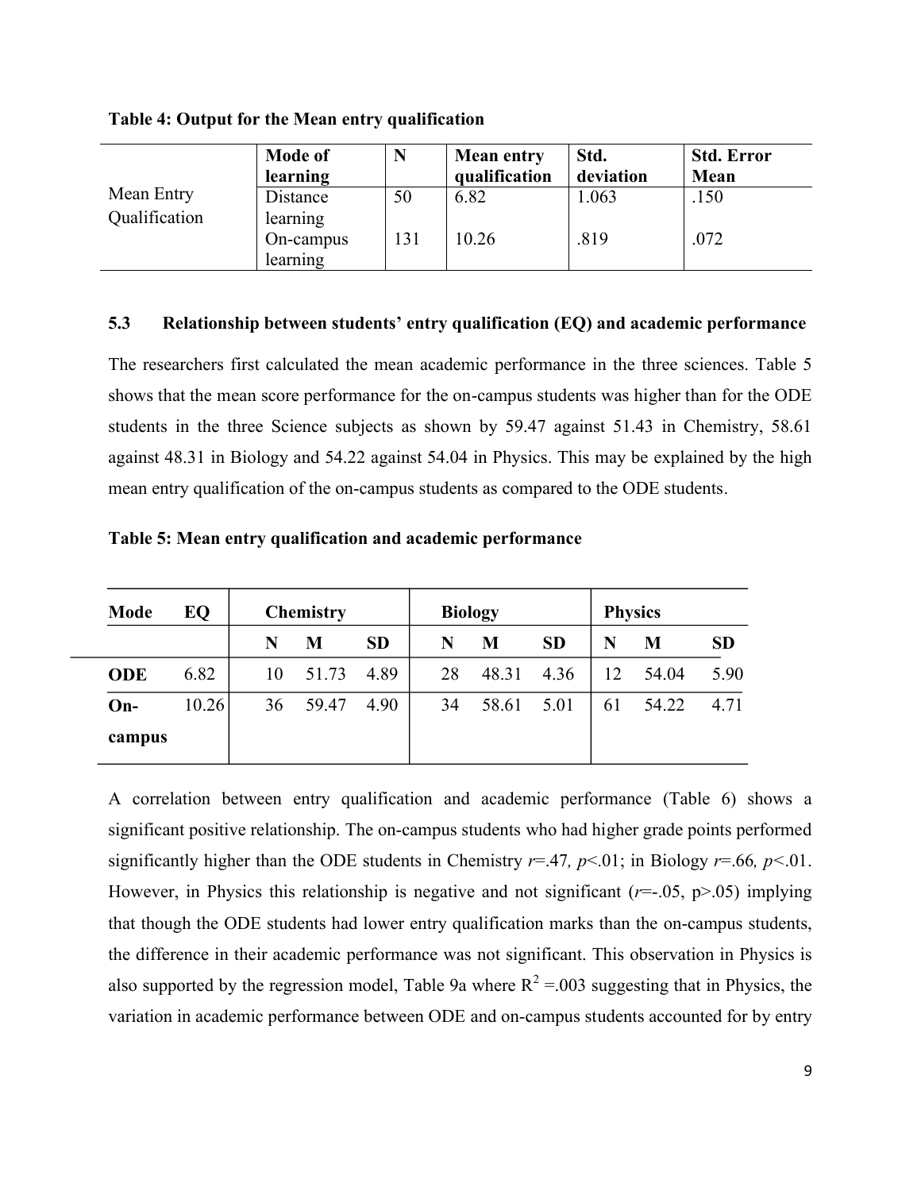**Table 4: Output for the Mean entry qualification**

| | Mode of learning | N | Mean entry qualification | Std. deviation | Std. Error Mean |
|---|---|---|---|---|---|
| Mean Entry Qualification | Distance learning | 50 | 6.82 | 1.063 | .150 |
| | On-campus learning | 131 | 10.26 | .819 | .072 |

### 5.3 Relationship between students' entry qualification (EQ) and academic performance

The researchers first calculated the mean academic performance in the three sciences. Table 5 shows that the mean score performance for the on-campus students was higher than for the ODE students in the three Science subjects as shown by 59.47 against 51.43 in Chemistry, 58.61 against 48.31 in Biology and 54.22 against 54.04 in Physics. This may be explained by the high mean entry qualification of the on-campus students as compared to the ODE students.

**Table 5: Mean entry qualification and academic performance**

| Mode | EQ | Chemistry | | | Biology | | | Physics | | |
|---|---|---|---|---|---|---|---|---|---|---|
| | | N | M | SD | N | M | SD | N | M | SD |
| **ODE** | 6.82 | 10 | 51.73 | 4.89 | 28 | 48.31 | 4.36 | 12 | 54.04 | 5.90 |
| **On-campus** | 10.26 | 36 | 59.47 | 4.90 | 34 | 58.61 | 5.01 | 61 | 54.22 | 4.71 |

A correlation between entry qualification and academic performance (Table 6) shows a significant positive relationship. The on-campus students who had higher grade points performed significantly higher than the ODE students in Chemistry $r$=.47*,* $p$<.01; in Biology $r$=.66*,* $p$<.01. However, in Physics this relationship is negative and not significant ($r$=-.05, p>.05) implying that though the ODE students had lower entry qualification marks than the on-campus students, the difference in their academic performance was not significant. This observation in Physics is also supported by the regression model, Table 9a where $R^2$ =.003 suggesting that in Physics, the variation in academic performance between ODE and on-campus students accounted for by entry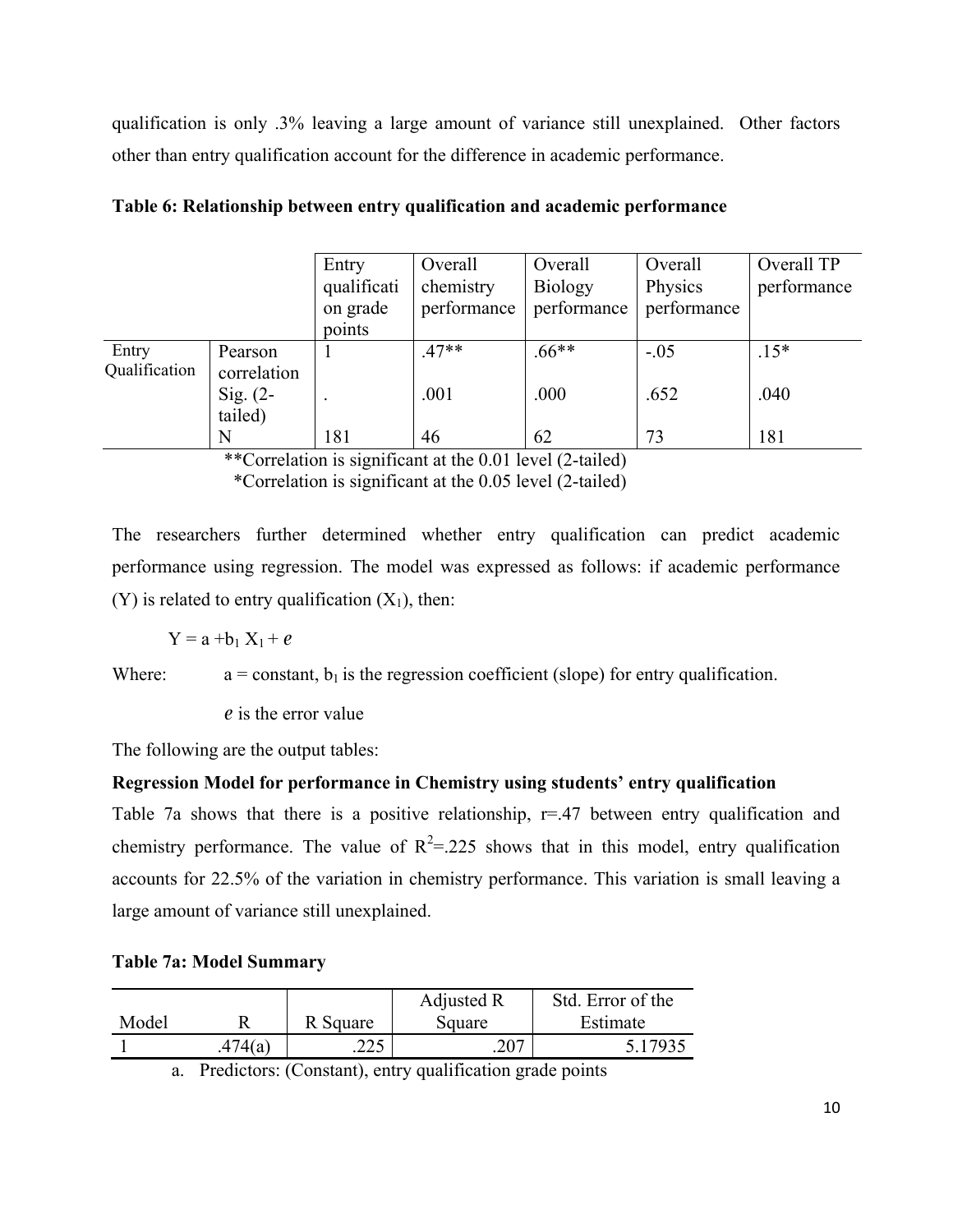qualification is only .3% leaving a large amount of variance still unexplained. Other factors other than entry qualification account for the difference in academic performance.

**Table 6: Relationship between entry qualification and academic performance**

| | | Entry qualification grade points | Overall chemistry performance | Overall Biology performance | Overall Physics performance | Overall TP performance |
|---|---|---|---|---|---|---|
| Entry Qualification | Pearson correlation | 1 | .47** | .66** | -.05 | .15* |
| | Sig. (2-tailed) | . | .001 | .000 | .652 | .040 |
| | N | 181 | 46 | 62 | 73 | 181 |

**Correlation is significant at the 0.01 level (2-tailed)

*Correlation is significant at the 0.05 level (2-tailed)

The researchers further determined whether entry qualification can predict academic performance using regression. The model was expressed as follows: if academic performance (Y) is related to entry qualification ($X_1$), then:

$$Y = a + b_1 X_1 + e$$

Where: a = constant, $b_1$ is the regression coefficient (slope) for entry qualification.

$e$ is the error value

The following are the output tables:

**Regression Model for performance in Chemistry using students' entry qualification**

Table 7a shows that there is a positive relationship, r=.47 between entry qualification and chemistry performance. The value of $R^2$=.225 shows that in this model, entry qualification accounts for 22.5% of the variation in chemistry performance. This variation is small leaving a large amount of variance still unexplained.

**Table 7a: Model Summary**

| Model | R | R Square | Adjusted R Square | Std. Error of the Estimate |
|---|---|---|---|---|
| 1 | .474(a) | .225 | .207 | 5.17935 |

a. Predictors: (Constant), entry qualification grade points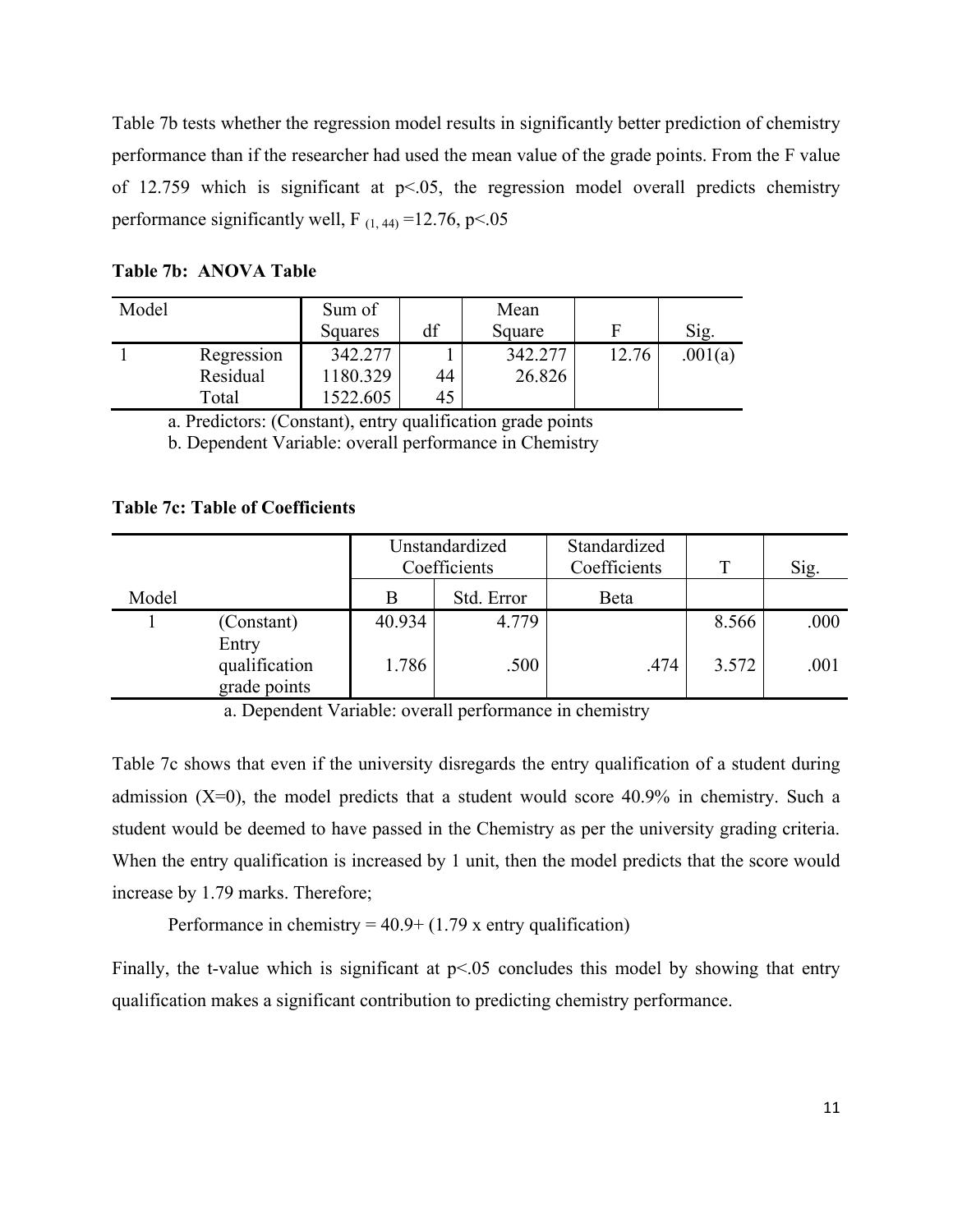Table 7b tests whether the regression model results in significantly better prediction of chemistry performance than if the researcher had used the mean value of the grade points. From the F value of 12.759 which is significant at $p<.05$, the regression model overall predicts chemistry performance significantly well, $F_{(1, 44)} = 12.76$, $p<.05$

**Table 7b: ANOVA Table**

| Model | | Sum of Squares | df | Mean Square | F | Sig. |
|---|---|---|---|---|---|---|
| 1 | Regression | 342.277 | 1 | 342.277 | 12.76 | .001(a) |
| | Residual | 1180.329 | 44 | 26.826 | | |
| | Total | 1522.605 | 45 | | | |

a. Predictors: (Constant), entry qualification grade points

b. Dependent Variable: overall performance in Chemistry

**Table 7c: Table of Coefficients**

| | | Unstandardized Coefficients | | Standardized Coefficients | T | Sig. |
|---|---|---|---|---|---|---|
| Model | | B | Std. Error | Beta | | |
| 1 | (Constant) | 40.934 | 4.779 | | 8.566 | .000 |
| | Entry qualification grade points | 1.786 | .500 | .474 | 3.572 | .001 |

a. Dependent Variable: overall performance in chemistry

Table 7c shows that even if the university disregards the entry qualification of a student during admission ($X=0$), the model predicts that a student would score 40.9% in chemistry. Such a student would be deemed to have passed in the Chemistry as per the university grading criteria. When the entry qualification is increased by 1 unit, then the model predicts that the score would increase by 1.79 marks. Therefore;

Performance in chemistry = 40.9+ (1.79 x entry qualification)

Finally, the t-value which is significant at $p<.05$ concludes this model by showing that entry qualification makes a significant contribution to predicting chemistry performance.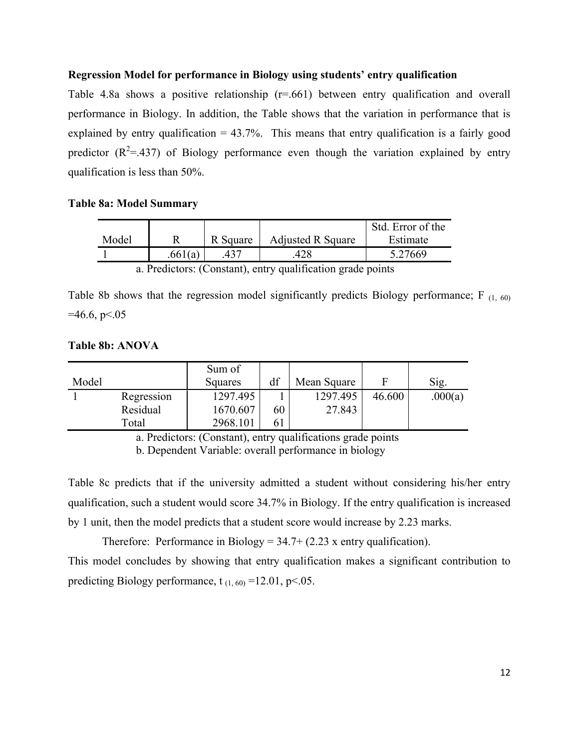**Regression Model for performance in Biology using students' entry qualification**

Table 4.8a shows a positive relationship (r=.661) between entry qualification and overall performance in Biology. In addition, the Table shows that the variation in performance that is explained by entry qualification = 43.7%. This means that entry qualification is a fairly good predictor ($R^2$=.437) of Biology performance even though the variation explained by entry qualification is less than 50%.

**Table 8a: Model Summary**

| Model | R | R Square | Adjusted R Square | Std. Error of the Estimate |
|---|---|---|---|---|
| 1 | .661(a) | .437 | .428 | 5.27669 |

a. Predictors: (Constant), entry qualification grade points

Table 8b shows that the regression model significantly predicts Biology performance; $F_{(1, 60)}$ =46.6, p<.05

**Table 8b: ANOVA**

| Model | | Sum of Squares | df | Mean Square | F | Sig. |
|---|---|---|---|---|---|---|
| 1 | Regression | 1297.495 | 1 | 1297.495 | 46.600 | .000(a) |
| | Residual | 1670.607 | 60 | 27.843 | | |
| | Total | 2968.101 | 61 | | | |

a. Predictors: (Constant), entry qualifications grade points

b. Dependent Variable: overall performance in biology

Table 8c predicts that if the university admitted a student without considering his/her entry qualification, such a student would score 34.7% in Biology. If the entry qualification is increased by 1 unit, then the model predicts that a student score would increase by 2.23 marks.

Therefore: Performance in Biology = 34.7+ (2.23 x entry qualification).

This model concludes by showing that entry qualification makes a significant contribution to predicting Biology performance, $t_{(1, 60)}$ =12.01, p<.05.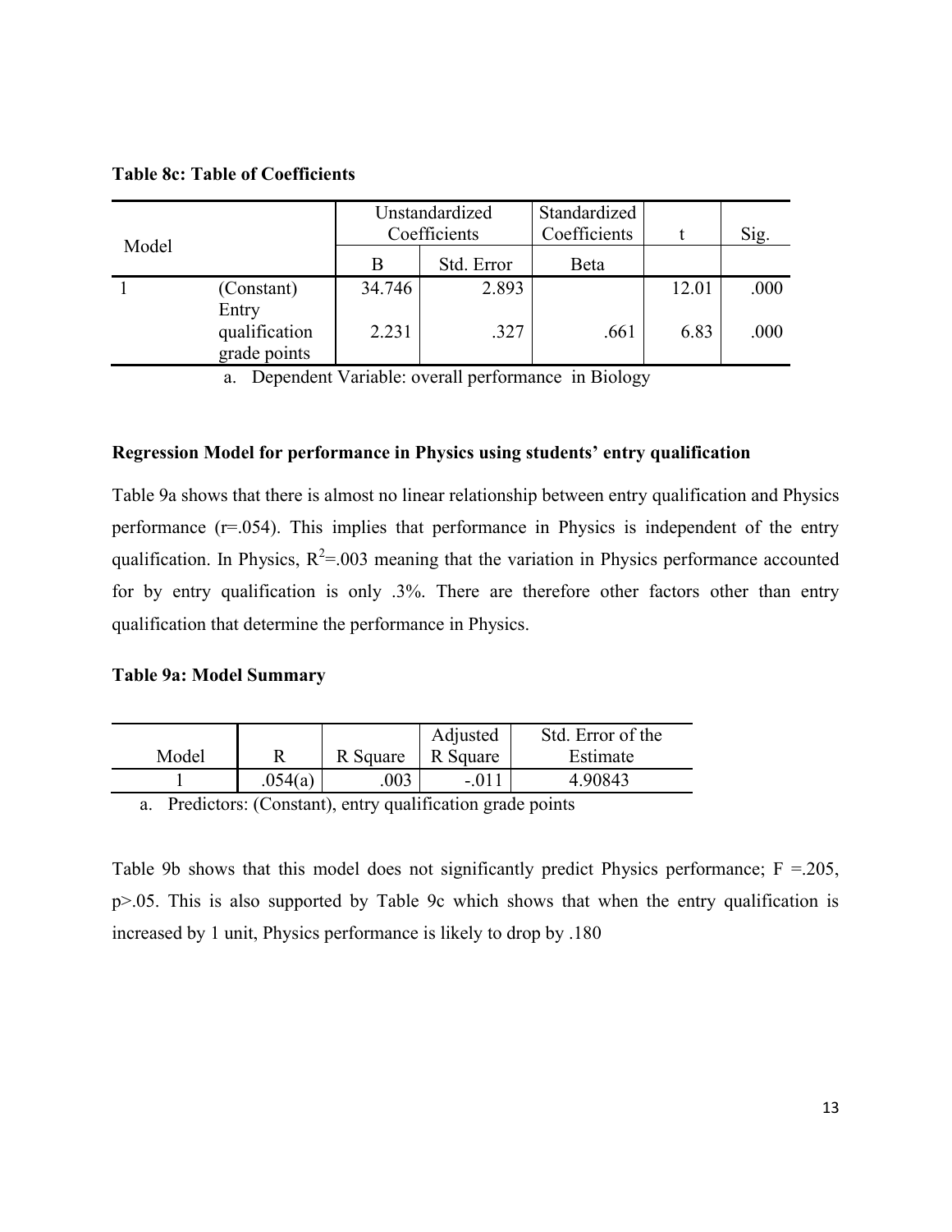**Table 8c: Table of Coefficients**

| Model | | Unstandardized Coefficients | | Standardized Coefficients | t | Sig. |
|---|---|---|---|---|---|---|
| | | B | Std. Error | Beta | | |
| 1 | (Constant) | 34.746 | 2.893 | | 12.01 | .000 |
| | Entry qualification grade points | 2.231 | .327 | .661 | 6.83 | .000 |

a. Dependent Variable: overall performance in Biology

**Regression Model for performance in Physics using students' entry qualification**

Table 9a shows that there is almost no linear relationship between entry qualification and Physics performance (r=.054). This implies that performance in Physics is independent of the entry qualification. In Physics, $R^2$=.003 meaning that the variation in Physics performance accounted for by entry qualification is only .3%. There are therefore other factors other than entry qualification that determine the performance in Physics.

**Table 9a: Model Summary**

| Model | R | R Square | Adjusted R Square | Std. Error of the Estimate |
|---|---|---|---|---|
| 1 | .054(a) | .003 | -.011 | 4.90843 |

a. Predictors: (Constant), entry qualification grade points

Table 9b shows that this model does not significantly predict Physics performance; F =.205, p>.05. This is also supported by Table 9c which shows that when the entry qualification is increased by 1 unit, Physics performance is likely to drop by .180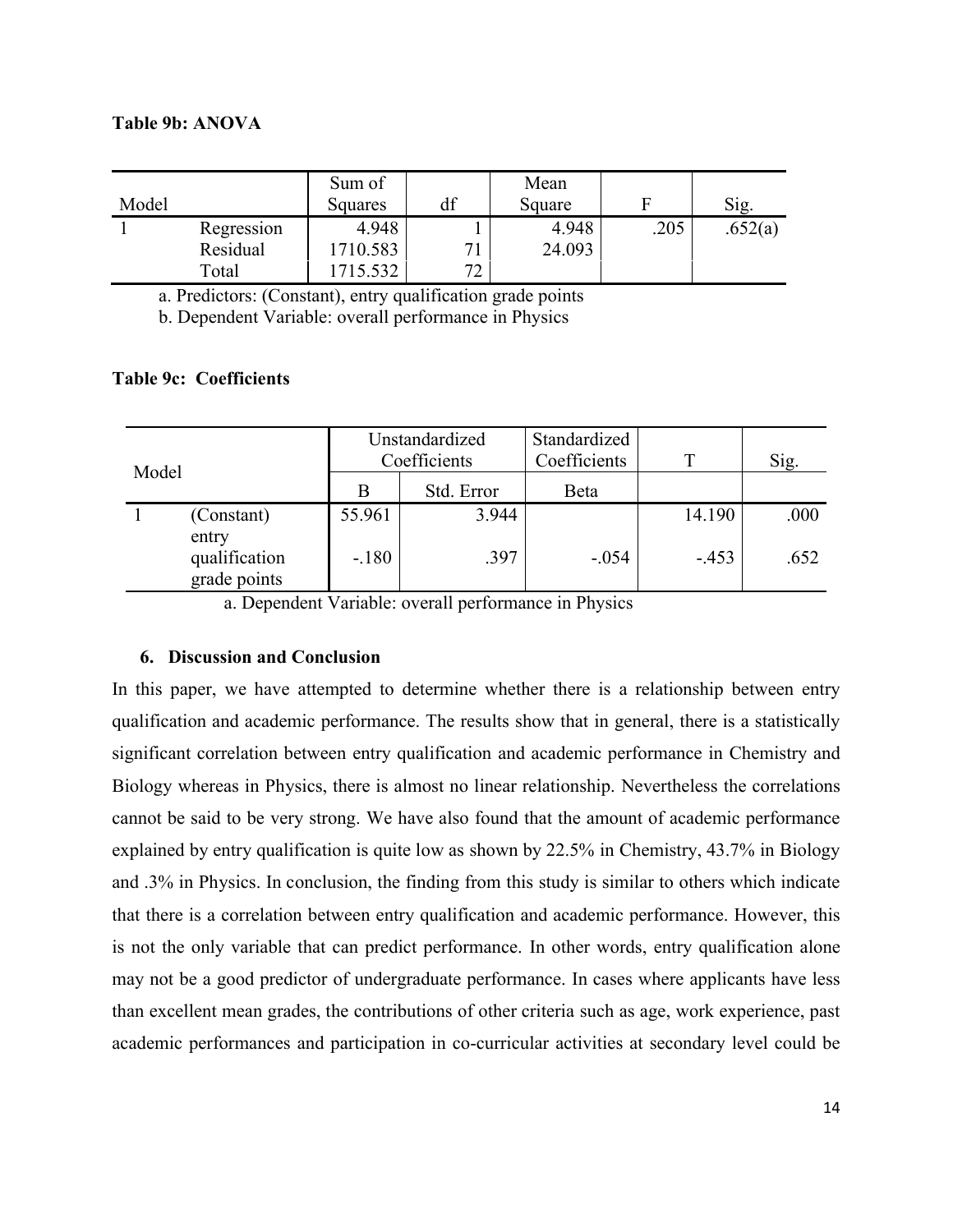**Table 9b: ANOVA**

| Model | | Sum of Squares | df | Mean Square | F | Sig. |
|---|---|---|---|---|---|---|
| 1 | Regression | 4.948 | 1 | 4.948 | .205 | .652(a) |
| | Residual | 1710.583 | 71 | 24.093 | | |
| | Total | 1715.532 | 72 | | | |

a. Predictors: (Constant), entry qualification grade points

b. Dependent Variable: overall performance in Physics

**Table 9c: Coefficients**

| Model | | Unstandardized Coefficients | | Standardized Coefficients | T | Sig. |
|---|---|---|---|---|---|---|
| | | B | Std. Error | Beta | | |
| 1 | (Constant) | 55.961 | 3.944 | | 14.190 | .000 |
| | entry qualification grade points | -.180 | .397 | -.054 | -.453 | .652 |

a. Dependent Variable: overall performance in Physics

## 6. Discussion and Conclusion

In this paper, we have attempted to determine whether there is a relationship between entry qualification and academic performance. The results show that in general, there is a statistically significant correlation between entry qualification and academic performance in Chemistry and Biology whereas in Physics, there is almost no linear relationship. Nevertheless the correlations cannot be said to be very strong. We have also found that the amount of academic performance explained by entry qualification is quite low as shown by 22.5% in Chemistry, 43.7% in Biology and .3% in Physics. In conclusion, the finding from this study is similar to others which indicate that there is a correlation between entry qualification and academic performance. However, this is not the only variable that can predict performance. In other words, entry qualification alone may not be a good predictor of undergraduate performance. In cases where applicants have less than excellent mean grades, the contributions of other criteria such as age, work experience, past academic performances and participation in co-curricular activities at secondary level could be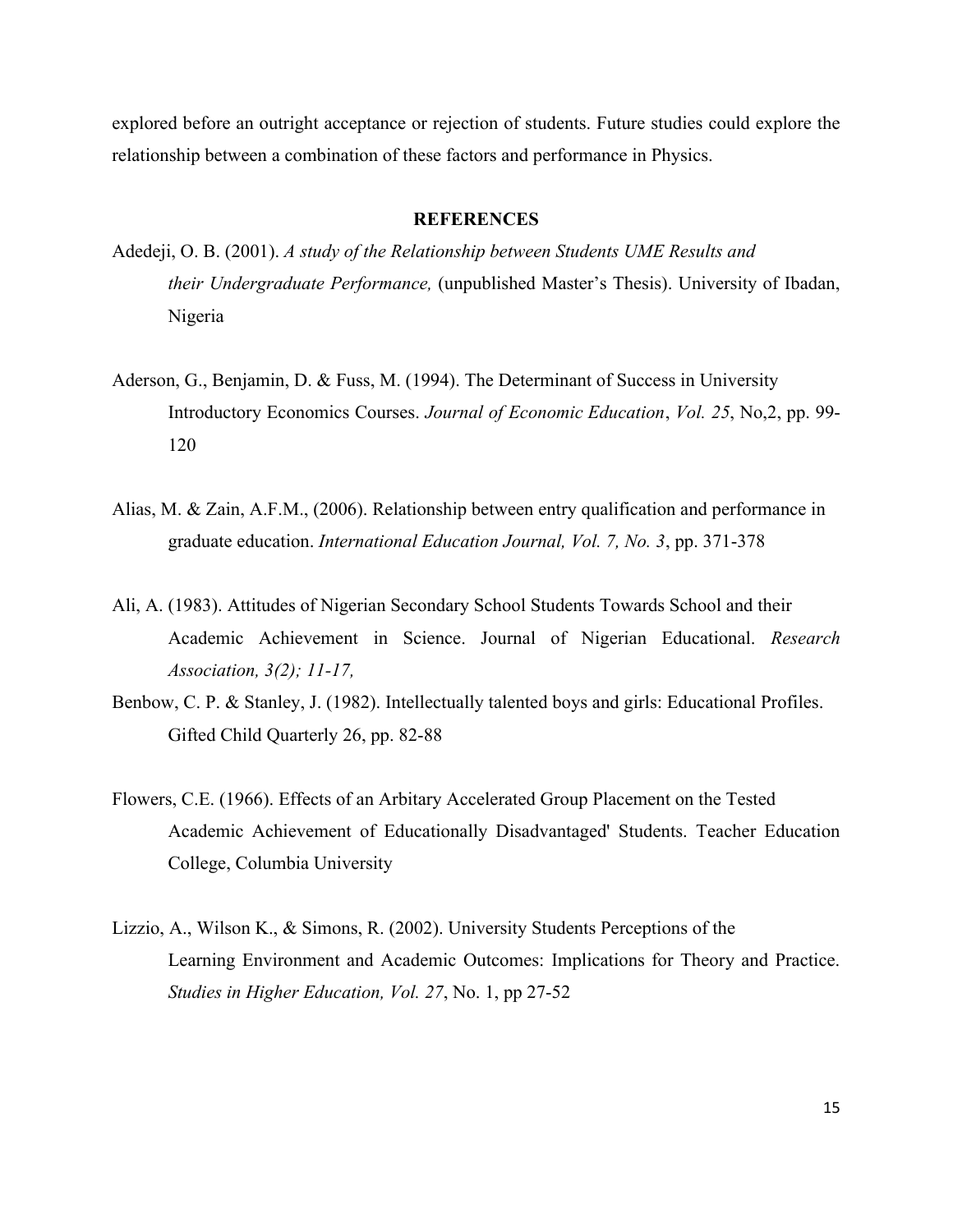explored before an outright acceptance or rejection of students. Future studies could explore the relationship between a combination of these factors and performance in Physics.

## REFERENCES

Adedeji, O. B. (2001). *A study of the Relationship between Students UME Results and their Undergraduate Performance,* (unpublished Master's Thesis). University of Ibadan, Nigeria

Aderson, G., Benjamin, D. & Fuss, M. (1994). The Determinant of Success in University Introductory Economics Courses. *Journal of Economic Education*, *Vol. 25*, No,2, pp. 99-120

Alias, M. & Zain, A.F.M., (2006). Relationship between entry qualification and performance in graduate education. *International Education Journal, Vol. 7, No. 3*, pp. 371-378

Ali, A. (1983). Attitudes of Nigerian Secondary School Students Towards School and their Academic Achievement in Science. Journal of Nigerian Educational. *Research Association, 3(2); 11-17,*

Benbow, C. P. & Stanley, J. (1982). Intellectually talented boys and girls: Educational Profiles. Gifted Child Quarterly 26, pp. 82-88

Flowers, C.E. (1966). Effects of an Arbitary Accelerated Group Placement on the Tested Academic Achievement of Educationally Disadvantaged' Students. Teacher Education College, Columbia University

Lizzio, A., Wilson K., & Simons, R. (2002). University Students Perceptions of the Learning Environment and Academic Outcomes: Implications for Theory and Practice. *Studies in Higher Education, Vol. 27*, No. 1, pp 27-52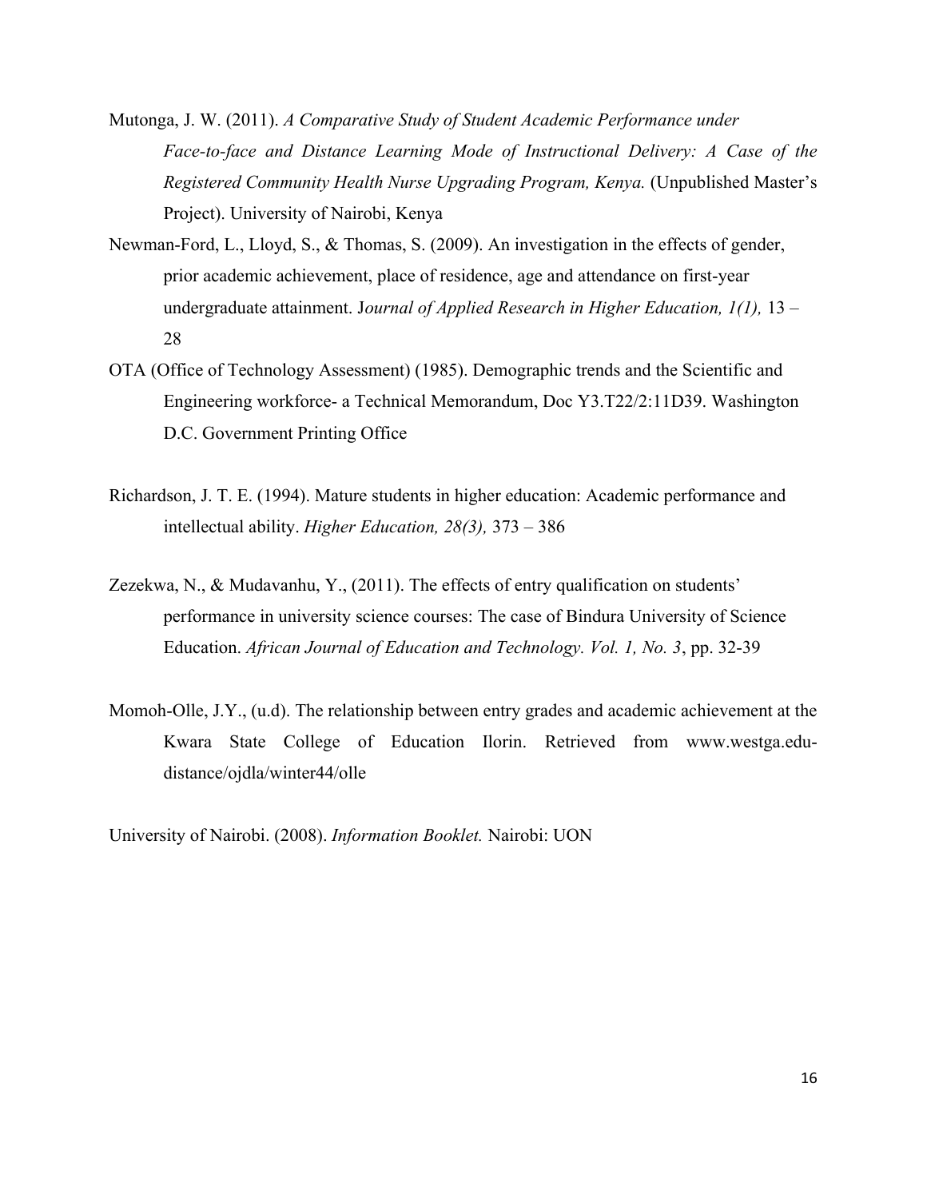Mutonga, J. W. (2011). *A Comparative Study of Student Academic Performance under Face-to-face and Distance Learning Mode of Instructional Delivery: A Case of the Registered Community Health Nurse Upgrading Program, Kenya.* (Unpublished Master's Project). University of Nairobi, Kenya

Newman-Ford, L., Lloyd, S., & Thomas, S. (2009). An investigation in the effects of gender, prior academic achievement, place of residence, age and attendance on first-year undergraduate attainment. J*ournal of Applied Research in Higher Education, 1(1),* 13 – 28

OTA (Office of Technology Assessment) (1985). Demographic trends and the Scientific and Engineering workforce- a Technical Memorandum, Doc Y3.T22/2:11D39. Washington D.C. Government Printing Office

Richardson, J. T. E. (1994). Mature students in higher education: Academic performance and intellectual ability. *Higher Education, 28(3),* 373 – 386

Zezekwa, N., & Mudavanhu, Y., (2011). The effects of entry qualification on students' performance in university science courses: The case of Bindura University of Science Education. *African Journal of Education and Technology. Vol. 1, No. 3*, pp. 32-39

Momoh-Olle, J.Y., (u.d). The relationship between entry grades and academic achievement at the Kwara State College of Education Ilorin. Retrieved from www.westga.edu-distance/ojdla/winter44/olle

University of Nairobi. (2008). *Information Booklet.* Nairobi: UON